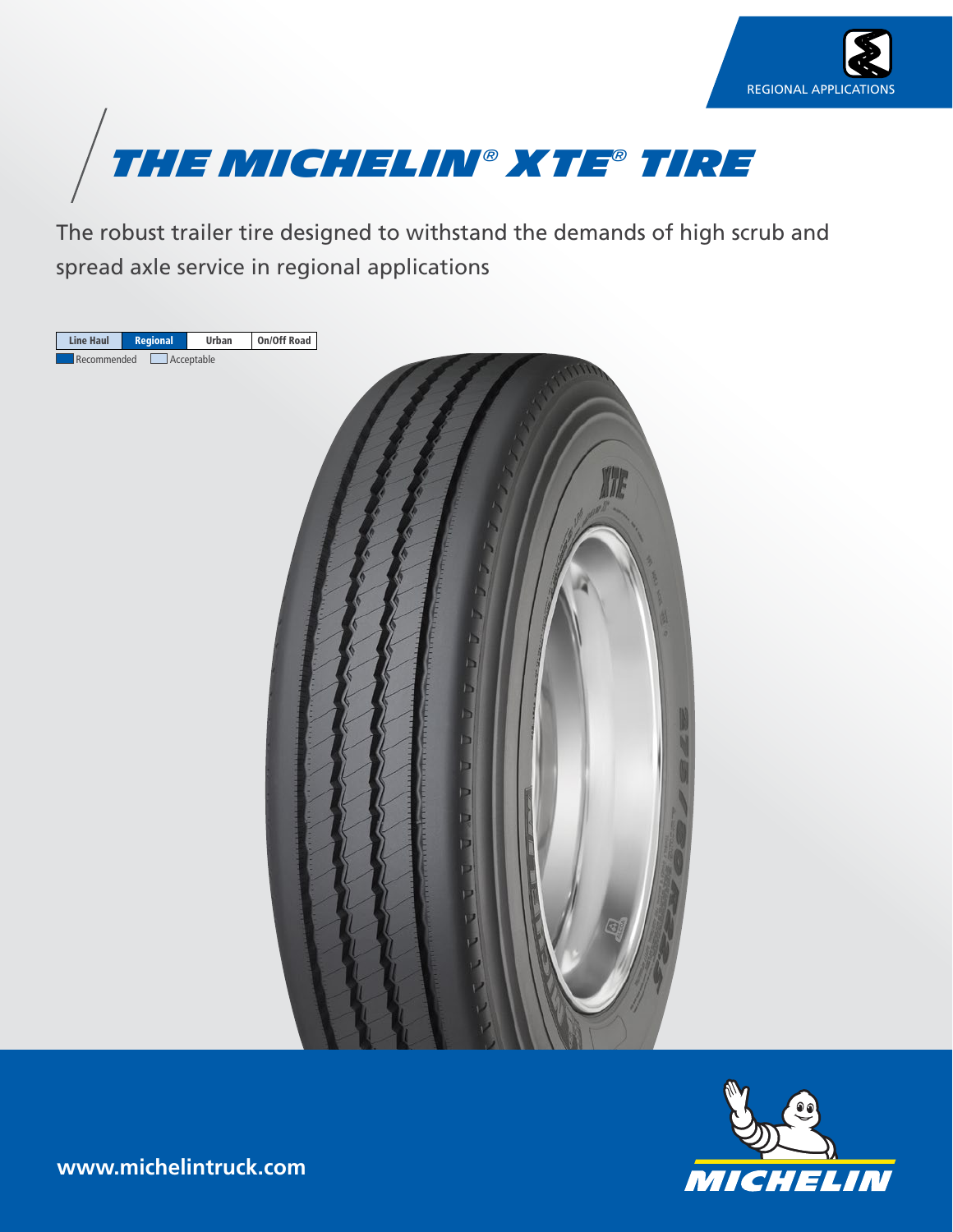REGIONAL APPLICATIONS

# THE MICHELIN® XTE® TIRE

The robust trailer tire designed to withstand the demands of high scrub and spread axle service in regional applications

| Line Haul | Regional | Urban | On/Off Road |
|---|---|---|---|

Recommended　Acceptable

www.michelintruck.com

MICHELIN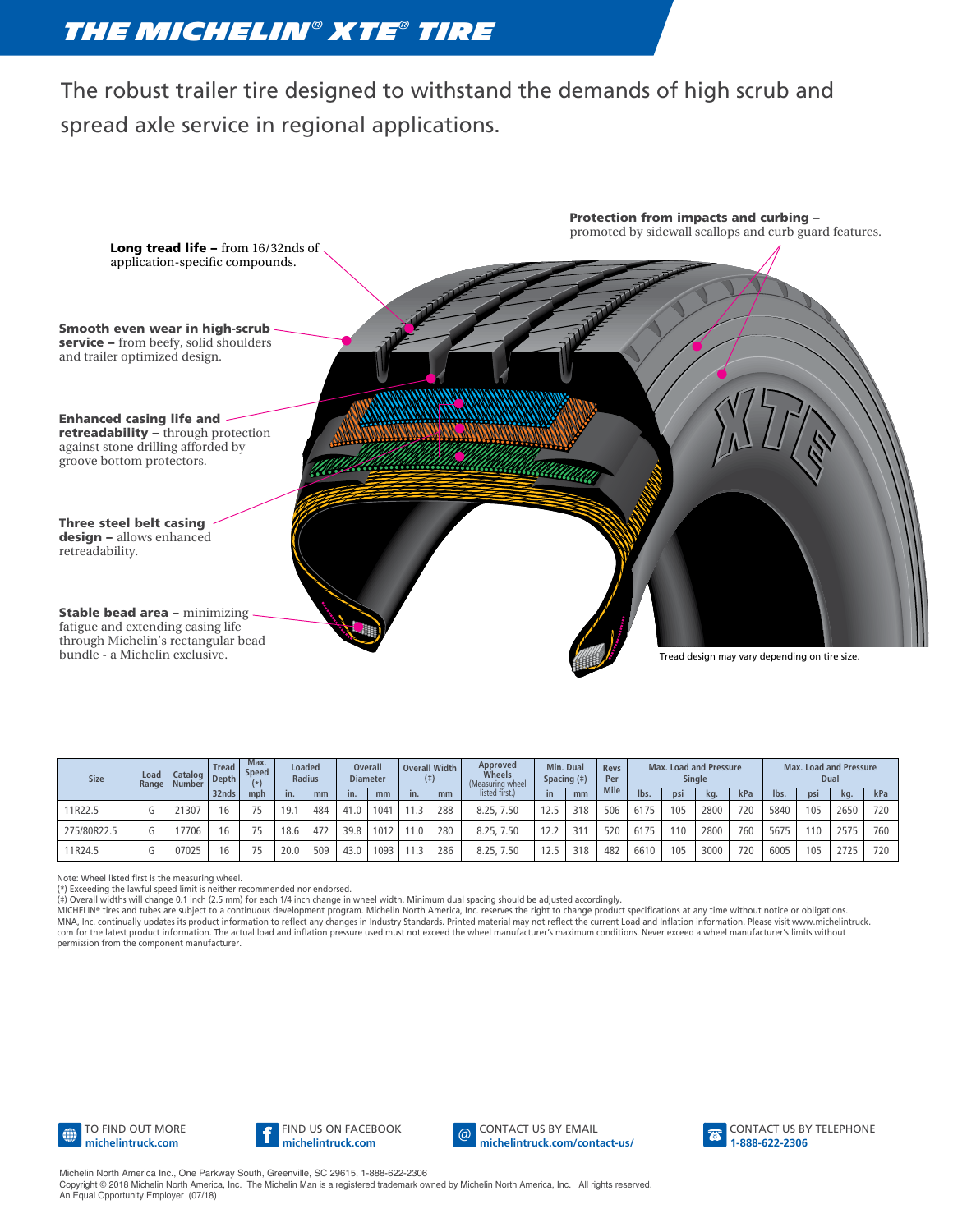# THE MICHELIN® XTE® TIRE

The robust trailer tire designed to withstand the demands of high scrub and spread axle service in regional applications.

**Long tread life –** from 16/32nds of application-specific compounds.

**Smooth even wear in high-scrub service –** from beefy, solid shoulders and trailer optimized design.

**Enhanced casing life and retreadability –** through protection against stone drilling afforded by groove bottom protectors.

**Three steel belt casing design –** allows enhanced retreadability.

**Stable bead area –** minimizing fatigue and extending casing life through Michelin's rectangular bead bundle - a Michelin exclusive.

**Protection from impacts and curbing –** promoted by sidewall scallops and curb guard features.

Tread design may vary depending on tire size.

| Size | Load Range | Catalog Number | Tread Depth | Max. Speed (*) | Loaded Radius | | Overall Diameter | | Overall Width (‡) | | Approved Wheels (Measuring wheel listed first.) | Min. Dual Spacing (‡) | | Revs Per Mile | Max. Load and Pressure Single | | | | Max. Load and Pressure Dual | | | |
|---|---|---|---|---|---|---|---|---|---|---|---|---|---|---|---|---|---|---|---|---|---|---|
| | | | 32nds | mph | in. | mm | in. | mm | in. | mm | | in | mm | | lbs. | psi | kg. | kPa | lbs. | psi | kg. | kPa |
| 11R22.5 | G | 21307 | 16 | 75 | 19.1 | 484 | 41.0 | 1041 | 11.3 | 288 | 8.25, 7.50 | 12.5 | 318 | 506 | 6175 | 105 | 2800 | 720 | 5840 | 105 | 2650 | 720 |
| 275/80R22.5 | G | 17706 | 16 | 75 | 18.6 | 472 | 39.8 | 1012 | 11.0 | 280 | 8.25, 7.50 | 12.2 | 311 | 520 | 6175 | 110 | 2800 | 760 | 5675 | 110 | 2575 | 760 |
| 11R24.5 | G | 07025 | 16 | 75 | 20.0 | 509 | 43.0 | 1093 | 11.3 | 286 | 8.25, 7.50 | 12.5 | 318 | 482 | 6610 | 105 | 3000 | 720 | 6005 | 105 | 2725 | 720 |

Note: Wheel listed first is the measuring wheel.
(*) Exceeding the lawful speed limit is neither recommended nor endorsed.
(‡) Overall widths will change 0.1 inch (2.5 mm) for each 1/4 inch change in wheel width. Minimum dual spacing should be adjusted accordingly.
MICHELIN® tires and tubes are subject to a continuous development program. Michelin North America, Inc. reserves the right to change product specifications at any time without notice or obligations. MNA, Inc. continually updates its product information to reflect any changes in Industry Standards. Printed material may not reflect the current Load and Inflation information. Please visit www.michelintruck.com for the latest product information. The actual load and inflation pressure used must not exceed the wheel manufacturer's maximum conditions. Never exceed a wheel manufacturer's limits without permission from the component manufacturer.

TO FIND OUT MORE **michelintruck.com**

FIND US ON FACEBOOK **michelintruck.com**

CONTACT US BY EMAIL **michelintruck.com/contact-us/**

CONTACT US BY TELEPHONE **1-888-622-2306**

Michelin North America Inc., One Parkway South, Greenville, SC 29615, 1-888-622-2306
Copyright © 2018 Michelin North America, Inc. The Michelin Man is a registered trademark owned by Michelin North America, Inc. All rights reserved.
An Equal Opportunity Employer (07/18)